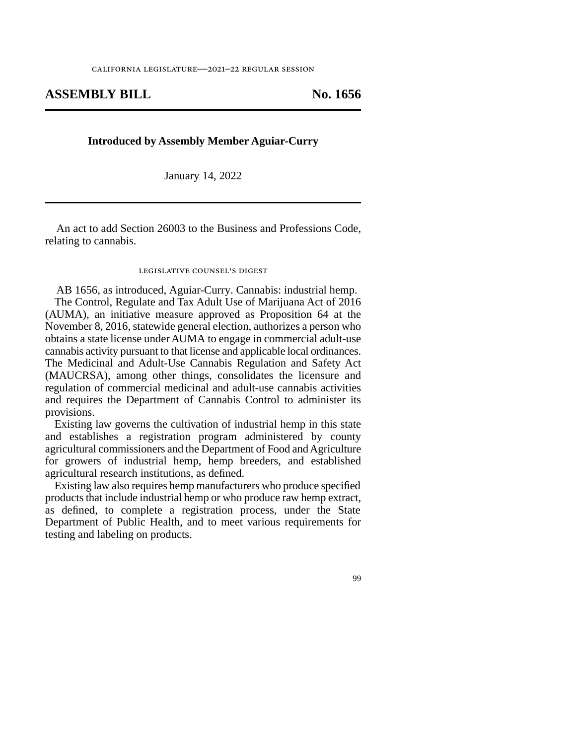CALIFORNIA LEGISLATURE—2021–22 REGULAR SESSION

# ASSEMBLY BILL No. 1656

**Introduced by Assembly Member Aguiar-Curry**

January 14, 2022

An act to add Section 26003 to the Business and Professions Code, relating to cannabis.

## LEGISLATIVE COUNSEL'S DIGEST

AB 1656, as introduced, Aguiar-Curry. Cannabis: industrial hemp.

The Control, Regulate and Tax Adult Use of Marijuana Act of 2016 (AUMA), an initiative measure approved as Proposition 64 at the November 8, 2016, statewide general election, authorizes a person who obtains a state license under AUMA to engage in commercial adult-use cannabis activity pursuant to that license and applicable local ordinances. The Medicinal and Adult-Use Cannabis Regulation and Safety Act (MAUCRSA), among other things, consolidates the licensure and regulation of commercial medicinal and adult-use cannabis activities and requires the Department of Cannabis Control to administer its provisions.

Existing law governs the cultivation of industrial hemp in this state and establishes a registration program administered by county agricultural commissioners and the Department of Food and Agriculture for growers of industrial hemp, hemp breeders, and established agricultural research institutions, as defined.

Existing law also requires hemp manufacturers who produce specified products that include industrial hemp or who produce raw hemp extract, as defined, to complete a registration process, under the State Department of Public Health, and to meet various requirements for testing and labeling on products.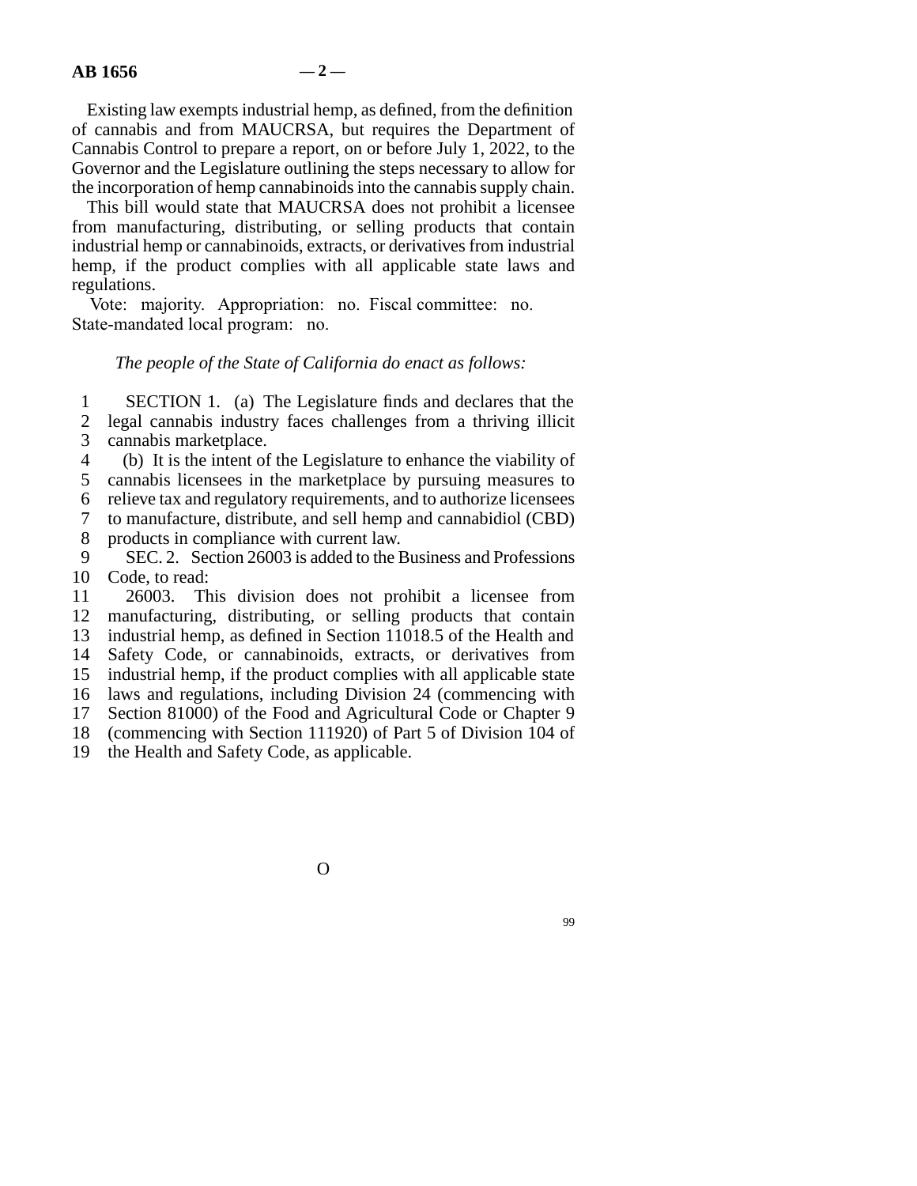Existing law exempts industrial hemp, as defined, from the definition of cannabis and from MAUCRSA, but requires the Department of Cannabis Control to prepare a report, on or before July 1, 2022, to the Governor and the Legislature outlining the steps necessary to allow for the incorporation of hemp cannabinoids into the cannabis supply chain.

This bill would state that MAUCRSA does not prohibit a licensee from manufacturing, distributing, or selling products that contain industrial hemp or cannabinoids, extracts, or derivatives from industrial hemp, if the product complies with all applicable state laws and regulations.

Vote: majority. Appropriation: no. Fiscal committee: no. State-mandated local program: no.

*The people of the State of California do enact as follows:*

SECTION 1. (a) The Legislature finds and declares that the legal cannabis industry faces challenges from a thriving illicit cannabis marketplace.

(b) It is the intent of the Legislature to enhance the viability of cannabis licensees in the marketplace by pursuing measures to relieve tax and regulatory requirements, and to authorize licensees to manufacture, distribute, and sell hemp and cannabidiol (CBD) products in compliance with current law.

SEC. 2. Section 26003 is added to the Business and Professions Code, to read:

26003. This division does not prohibit a licensee from manufacturing, distributing, or selling products that contain industrial hemp, as defined in Section 11018.5 of the Health and Safety Code, or cannabinoids, extracts, or derivatives from industrial hemp, if the product complies with all applicable state laws and regulations, including Division 24 (commencing with Section 81000) of the Food and Agricultural Code or Chapter 9 (commencing with Section 111920) of Part 5 of Division 104 of the Health and Safety Code, as applicable.

O